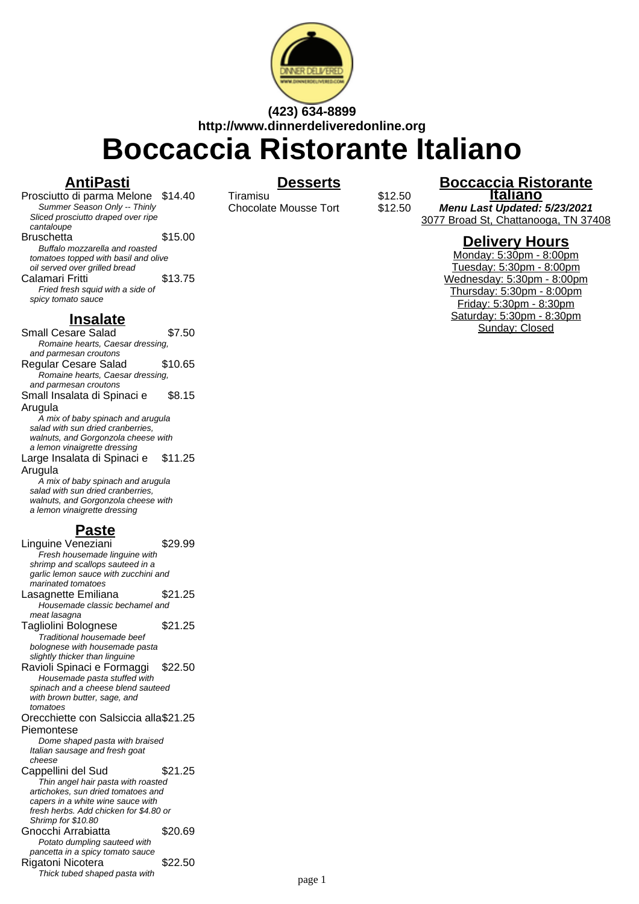(423) 634-8899
http://www.dinnerdeliveredonline.org

# Boccaccia Ristorante Italiano

## AntiPasti

Prosciutto di parma Melone $14.40
*Summer Season Only -- Thinly Sliced prosciutto draped over ripe cantaloupe*

Bruschetta $15.00
*Buffalo mozzarella and roasted tomatoes topped with basil and olive oil served over grilled bread*

Calamari Fritti $13.75
*Fried fresh squid with a side of spicy tomato sauce*

## Insalate

Small Cesare Salad $7.50
*Romaine hearts, Caesar dressing, and parmesan croutons*

Regular Cesare Salad $10.65
*Romaine hearts, Caesar dressing, and parmesan croutons*

Small Insalata di Spinaci e Arugula $8.15
*A mix of baby spinach and arugula salad with sun dried cranberries, walnuts, and Gorgonzola cheese with a lemon vinaigrette dressing*

Large Insalata di Spinaci e Arugula $11.25
*A mix of baby spinach and arugula salad with sun dried cranberries, walnuts, and Gorgonzola cheese with a lemon vinaigrette dressing*

## Paste

Linguine Veneziani $29.99
*Fresh housemade linguine with shrimp and scallops sauteed in a garlic lemon sauce with zucchini and marinated tomatoes*

Lasagnette Emiliana $21.25
*Housemade classic bechamel and meat lasagna*

Tagliolini Bolognese $21.25
*Traditional housemade beef bolognese with housemade pasta slightly thicker than linguine*

Ravioli Spinaci e Formaggi $22.50
*Housemade pasta stuffed with spinach and a cheese blend sauteed with brown butter, sage, and tomatoes*

Orecchiette con Salsiccia alla Piemontese $21.25
*Dome shaped pasta with braised Italian sausage and fresh goat cheese*

Cappellini del Sud $21.25
*Thin angel hair pasta with roasted artichokes, sun dried tomatoes and capers in a white wine sauce with fresh herbs. Add chicken for $4.80 or Shrimp for $10.80*

Gnocchi Arrabiatta $20.69
*Potato dumpling sauteed with pancetta in a spicy tomato sauce*

Rigatoni Nicotera $22.50
*Thick tubed shaped pasta with*

## Desserts

Tiramisu $12.50

Chocolate Mousse Tort $12.50

## Boccaccia Ristorante Italiano

***Menu Last Updated: 5/23/2021***

3077 Broad St, Chattanooga, TN 37408

## Delivery Hours

Monday: 5:30pm - 8:00pm
Tuesday: 5:30pm - 8:00pm
Wednesday: 5:30pm - 8:00pm
Thursday: 5:30pm - 8:00pm
Friday: 5:30pm - 8:30pm
Saturday: 5:30pm - 8:30pm
Sunday: Closed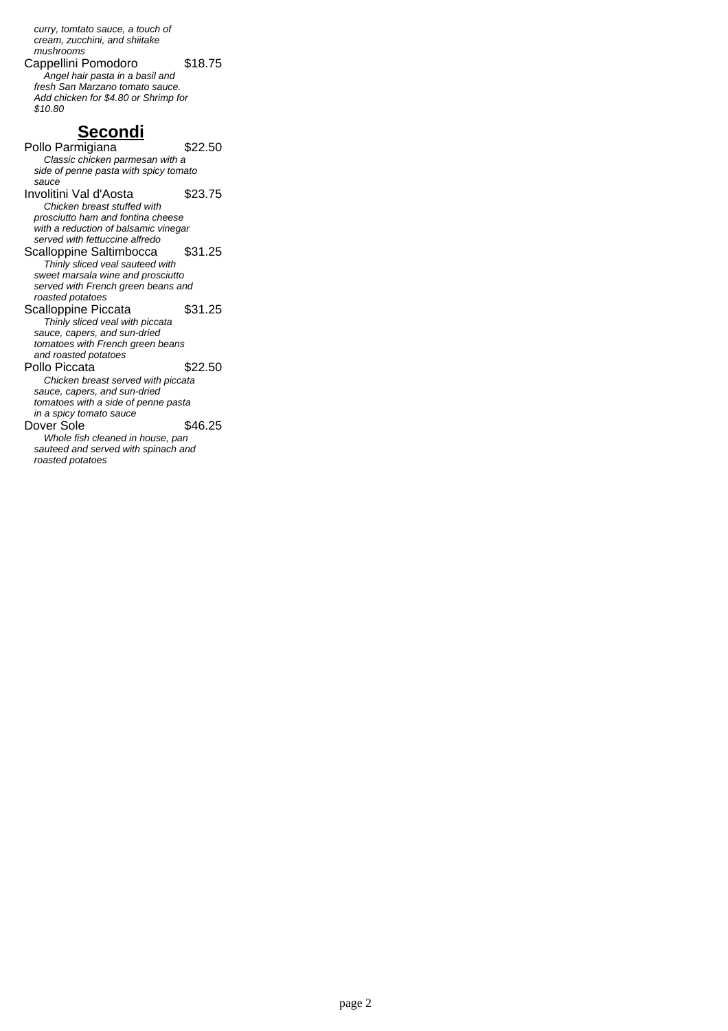*curry, tomtato sauce, a touch of cream, zucchini, and shiitake mushrooms*

Cappellini Pomodoro $18.75

*Angel hair pasta in a basil and fresh San Marzano tomato sauce. Add chicken for $4.80 or Shrimp for $10.80*

## Secondi

Pollo Parmigiana $22.50

*Classic chicken parmesan with a side of penne pasta with spicy tomato sauce*

Involitini Val d'Aosta $23.75

*Chicken breast stuffed with prosciutto ham and fontina cheese with a reduction of balsamic vinegar served with fettuccine alfredo*

Scalloppine Saltimbocca $31.25

*Thinly sliced veal sauteed with sweet marsala wine and prosciutto served with French green beans and roasted potatoes*

Scalloppine Piccata $31.25

*Thinly sliced veal with piccata sauce, capers, and sun-dried tomatoes with French green beans and roasted potatoes*

Pollo Piccata $22.50

*Chicken breast served with piccata sauce, capers, and sun-dried tomatoes with a side of penne pasta in a spicy tomato sauce*

Dover Sole $46.25

*Whole fish cleaned in house, pan sauteed and served with spinach and roasted potatoes*